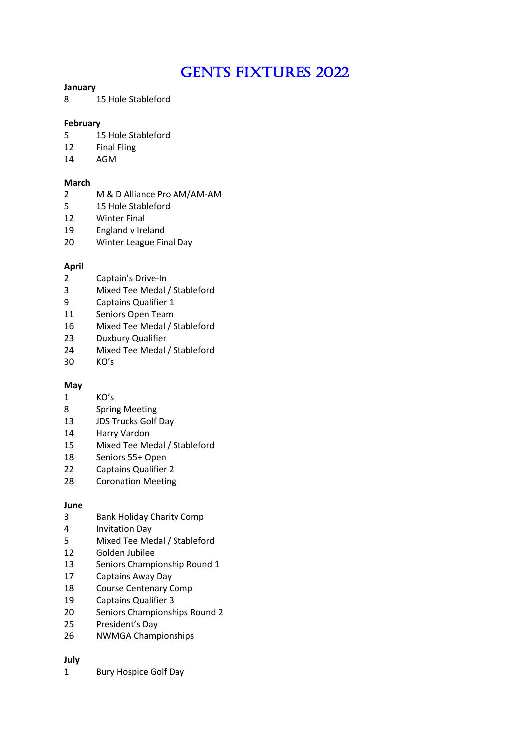# GENTS FIXTURES 2022

**January**

8 15 Hole Stableford

**February**

5 15 Hole Stableford
12 Final Fling
14 AGM

**March**

2 M & D Alliance Pro AM/AM-AM
5 15 Hole Stableford
12 Winter Final
19 England v Ireland
20 Winter League Final Day

**April**

2 Captain's Drive-In
3 Mixed Tee Medal / Stableford
9 Captains Qualifier 1
11 Seniors Open Team
16 Mixed Tee Medal / Stableford
23 Duxbury Qualifier
24 Mixed Tee Medal / Stableford
30 KO's

**May**

1 KO's
8 Spring Meeting
13 JDS Trucks Golf Day
14 Harry Vardon
15 Mixed Tee Medal / Stableford
18 Seniors 55+ Open
22 Captains Qualifier 2
28 Coronation Meeting

**June**

3 Bank Holiday Charity Comp
4 Invitation Day
5 Mixed Tee Medal / Stableford
12 Golden Jubilee
13 Seniors Championship Round 1
17 Captains Away Day
18 Course Centenary Comp
19 Captains Qualifier 3
20 Seniors Championships Round 2
25 President's Day
26 NWMGA Championships

**July**

1 Bury Hospice Golf Day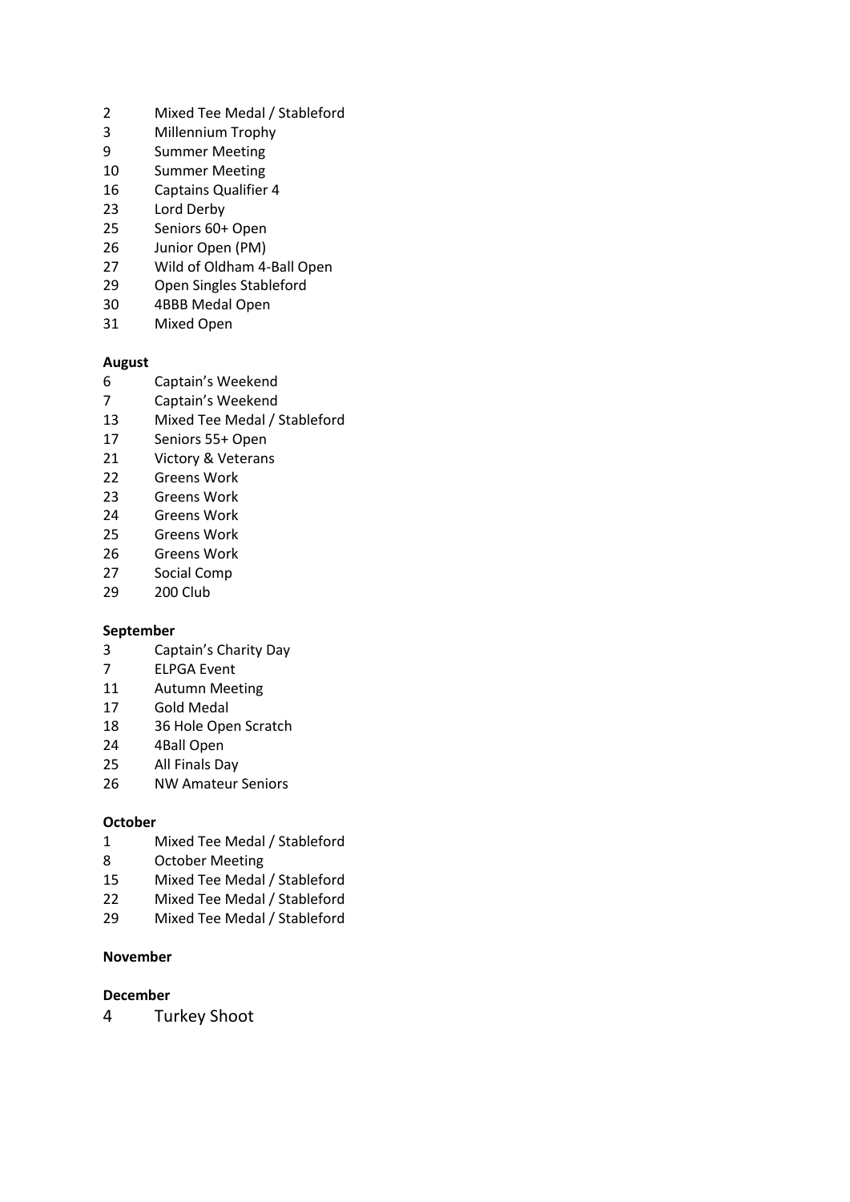2 Mixed Tee Medal / Stableford
3 Millennium Trophy
9 Summer Meeting
10 Summer Meeting
16 Captains Qualifier 4
23 Lord Derby
25 Seniors 60+ Open
26 Junior Open (PM)
27 Wild of Oldham 4-Ball Open
29 Open Singles Stableford
30 4BBB Medal Open
31 Mixed Open

**August**

6 Captain's Weekend
7 Captain's Weekend
13 Mixed Tee Medal / Stableford
17 Seniors 55+ Open
21 Victory & Veterans
22 Greens Work
23 Greens Work
24 Greens Work
25 Greens Work
26 Greens Work
27 Social Comp
29 200 Club

**September**

3 Captain's Charity Day
7 ELPGA Event
11 Autumn Meeting
17 Gold Medal
18 36 Hole Open Scratch
24 4Ball Open
25 All Finals Day
26 NW Amateur Seniors

**October**

1 Mixed Tee Medal / Stableford
8 October Meeting
15 Mixed Tee Medal / Stableford
22 Mixed Tee Medal / Stableford
29 Mixed Tee Medal / Stableford

**November**

**December**

4 Turkey Shoot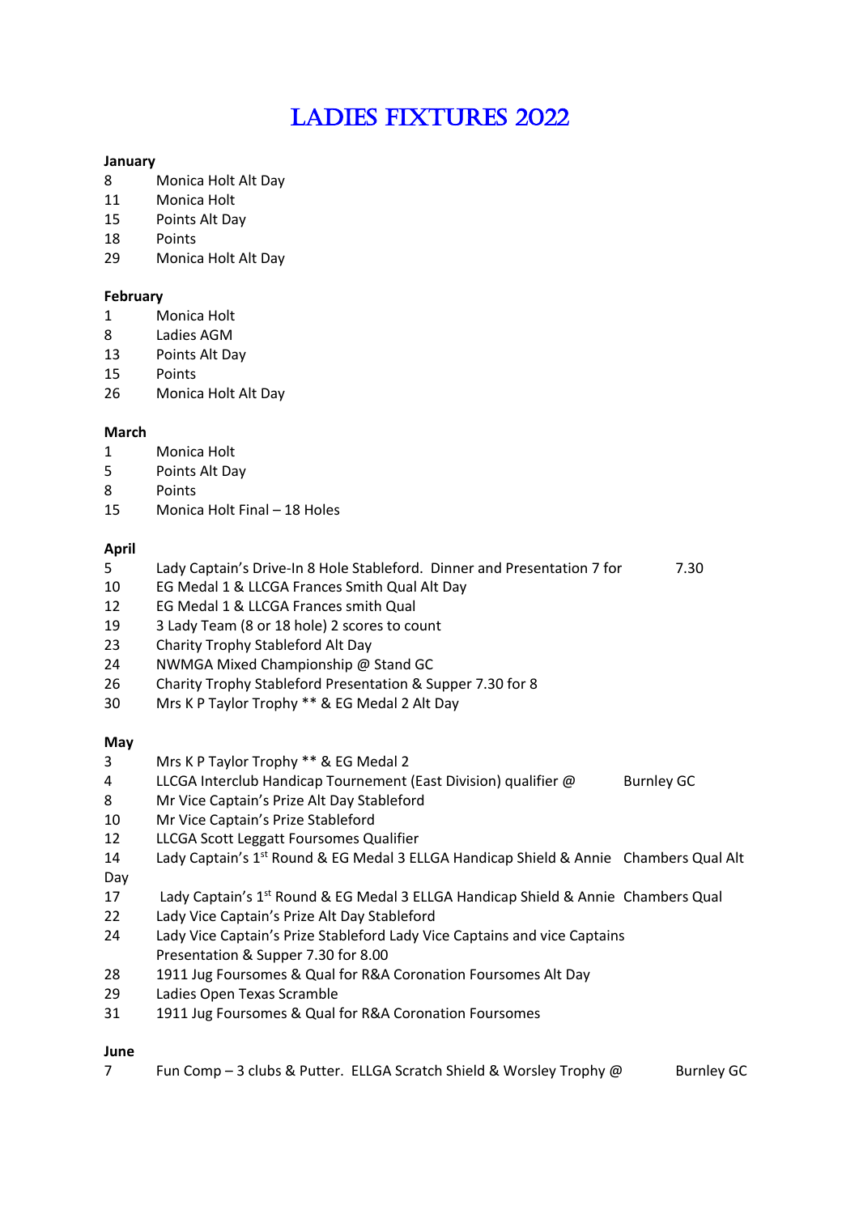# LADIES FIXTURES 2022

**January**

| | |
|---|---|
| 8 | Monica Holt Alt Day |
| 11 | Monica Holt |
| 15 | Points Alt Day |
| 18 | Points |
| 29 | Monica Holt Alt Day |

**February**

| | |
|---|---|
| 1 | Monica Holt |
| 8 | Ladies AGM |
| 13 | Points Alt Day |
| 15 | Points |
| 26 | Monica Holt Alt Day |

**March**

| | |
|---|---|
| 1 | Monica Holt |
| 5 | Points Alt Day |
| 8 | Points |
| 15 | Monica Holt Final – 18 Holes |

**April**

| | |
|---|---|
| 5 | Lady Captain's Drive-In 8 Hole Stableford. Dinner and Presentation 7 for 7.30 |
| 10 | EG Medal 1 & LLCGA Frances Smith Qual Alt Day |
| 12 | EG Medal 1 & LLCGA Frances smith Qual |
| 19 | 3 Lady Team (8 or 18 hole) 2 scores to count |
| 23 | Charity Trophy Stableford Alt Day |
| 24 | NWMGA Mixed Championship @ Stand GC |
| 26 | Charity Trophy Stableford Presentation & Supper 7.30 for 8 |
| 30 | Mrs K P Taylor Trophy ** & EG Medal 2 Alt Day |

**May**

| | |
|---|---|
| 3 | Mrs K P Taylor Trophy ** & EG Medal 2 |
| 4 | LLCGA Interclub Handicap Tournement (East Division) qualifier @ Burnley GC |
| 8 | Mr Vice Captain's Prize Alt Day Stableford |
| 10 | Mr Vice Captain's Prize Stableford |
| 12 | LLCGA Scott Leggatt Foursomes Qualifier |
| 14 | Lady Captain's 1st Round & EG Medal 3 ELLGA Handicap Shield & Annie Chambers Qual Alt Day |
| 17 | Lady Captain's 1st Round & EG Medal 3 ELLGA Handicap Shield & Annie Chambers Qual |
| 22 | Lady Vice Captain's Prize Alt Day Stableford |
| 24 | Lady Vice Captain's Prize Stableford Lady Vice Captains and vice Captains Presentation & Supper 7.30 for 8.00 |
| 28 | 1911 Jug Foursomes & Qual for R&A Coronation Foursomes Alt Day |
| 29 | Ladies Open Texas Scramble |
| 31 | 1911 Jug Foursomes & Qual for R&A Coronation Foursomes |

**June**

| | |
|---|---|
| 7 | Fun Comp – 3 clubs & Putter. ELLGA Scratch Shield & Worsley Trophy @ Burnley GC |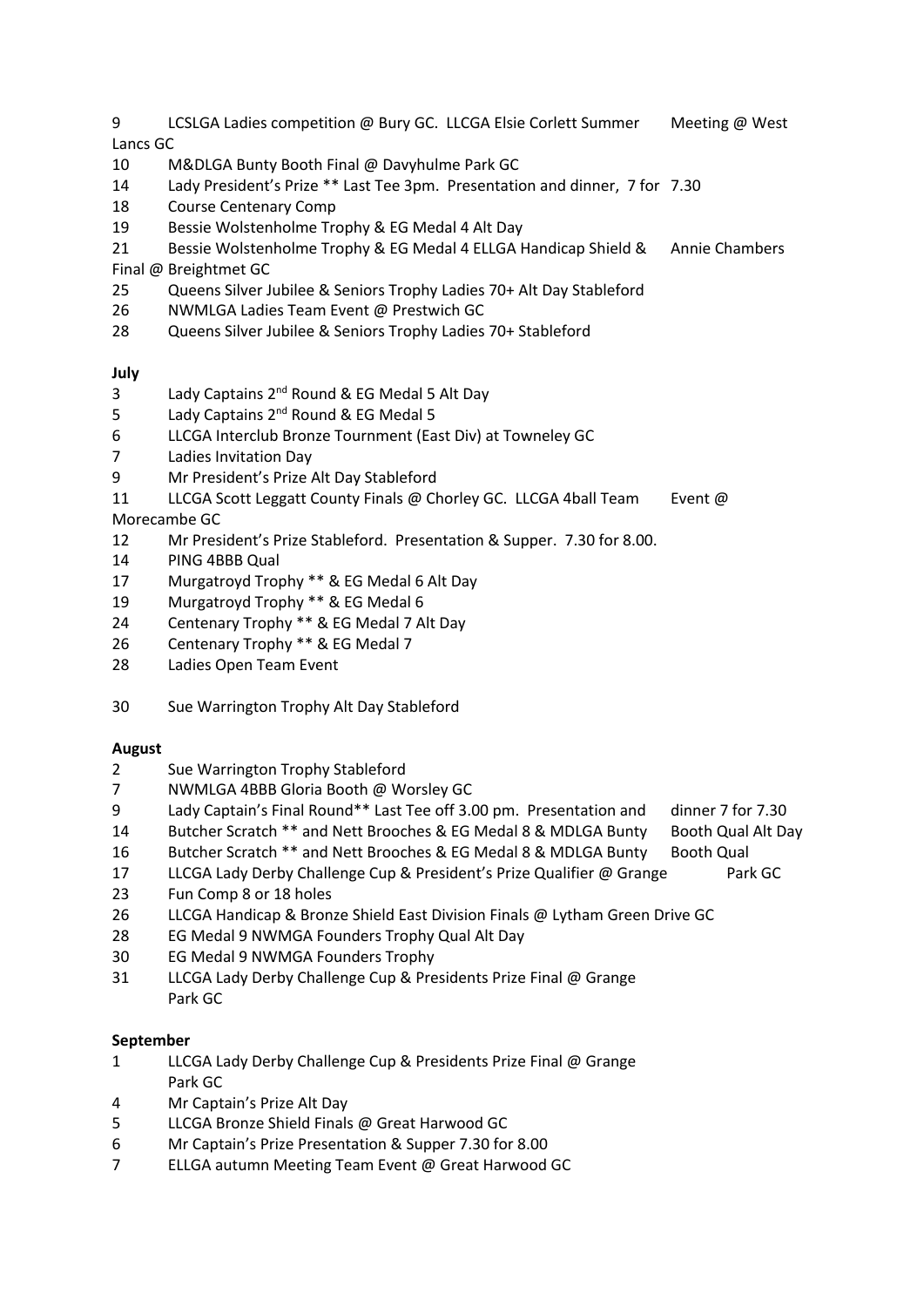9 LCSLGA Ladies competition @ Bury GC. LLCGA Elsie Corlett Summer Meeting @ West Lancs GC
10 M&DLGA Bunty Booth Final @ Davyhulme Park GC
14 Lady President's Prize ** Last Tee 3pm. Presentation and dinner, 7 for 7.30
18 Course Centenary Comp
19 Bessie Wolstenholme Trophy & EG Medal 4 Alt Day
21 Bessie Wolstenholme Trophy & EG Medal 4 ELLGA Handicap Shield & Annie Chambers Final @ Breightmet GC
25 Queens Silver Jubilee & Seniors Trophy Ladies 70+ Alt Day Stableford
26 NWMLGA Ladies Team Event @ Prestwich GC
28 Queens Silver Jubilee & Seniors Trophy Ladies 70+ Stableford

**July**

3 Lady Captains 2nd Round & EG Medal 5 Alt Day
5 Lady Captains 2nd Round & EG Medal 5
6 LLCGA Interclub Bronze Tournment (East Div) at Towneley GC
7 Ladies Invitation Day
9 Mr President's Prize Alt Day Stableford
11 LLCGA Scott Leggatt County Finals @ Chorley GC. LLCGA 4ball Team Event @ Morecambe GC
12 Mr President's Prize Stableford. Presentation & Supper. 7.30 for 8.00.
14 PING 4BBB Qual
17 Murgatroyd Trophy ** & EG Medal 6 Alt Day
19 Murgatroyd Trophy ** & EG Medal 6
24 Centenary Trophy ** & EG Medal 7 Alt Day
26 Centenary Trophy ** & EG Medal 7
28 Ladies Open Team Event

30 Sue Warrington Trophy Alt Day Stableford

**August**

2 Sue Warrington Trophy Stableford
7 NWMLGA 4BBB Gloria Booth @ Worsley GC
9 Lady Captain's Final Round** Last Tee off 3.00 pm. Presentation and dinner 7 for 7.30
14 Butcher Scratch ** and Nett Brooches & EG Medal 8 & MDLGA Bunty Booth Qual Alt Day
16 Butcher Scratch ** and Nett Brooches & EG Medal 8 & MDLGA Bunty Booth Qual
17 LLCGA Lady Derby Challenge Cup & President's Prize Qualifier @ Grange Park GC
23 Fun Comp 8 or 18 holes
26 LLCGA Handicap & Bronze Shield East Division Finals @ Lytham Green Drive GC
28 EG Medal 9 NWMGA Founders Trophy Qual Alt Day
30 EG Medal 9 NWMGA Founders Trophy
31 LLCGA Lady Derby Challenge Cup & Presidents Prize Final @ Grange Park GC

**September**

1 LLCGA Lady Derby Challenge Cup & Presidents Prize Final @ Grange Park GC
4 Mr Captain's Prize Alt Day
5 LLCGA Bronze Shield Finals @ Great Harwood GC
6 Mr Captain's Prize Presentation & Supper 7.30 for 8.00
7 ELLGA autumn Meeting Team Event @ Great Harwood GC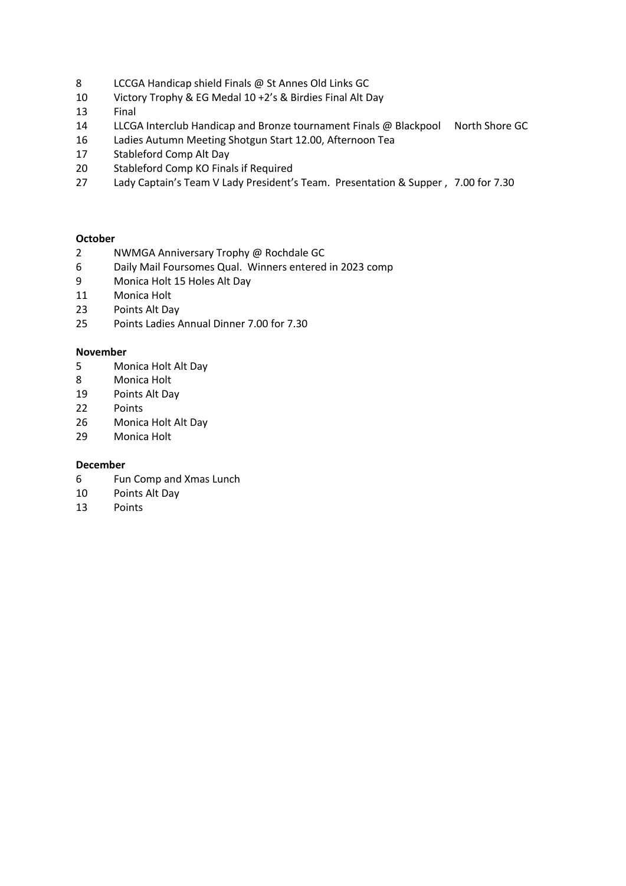8 LCCGA Handicap shield Finals @ St Annes Old Links GC
10 Victory Trophy & EG Medal 10 +2's & Birdies Final Alt Day
13 Final
14 LLCGA Interclub Handicap and Bronze tournament Finals @ Blackpool North Shore GC
16 Ladies Autumn Meeting Shotgun Start 12.00, Afternoon Tea
17 Stableford Comp Alt Day
20 Stableford Comp KO Finals if Required
27 Lady Captain's Team V Lady President's Team. Presentation & Supper , 7.00 for 7.30

**October**

2 NWMGA Anniversary Trophy @ Rochdale GC
6 Daily Mail Foursomes Qual. Winners entered in 2023 comp
9 Monica Holt 15 Holes Alt Day
11 Monica Holt
23 Points Alt Day
25 Points Ladies Annual Dinner 7.00 for 7.30

**November**

5 Monica Holt Alt Day
8 Monica Holt
19 Points Alt Day
22 Points
26 Monica Holt Alt Day
29 Monica Holt

**December**

6 Fun Comp and Xmas Lunch
10 Points Alt Day
13 Points